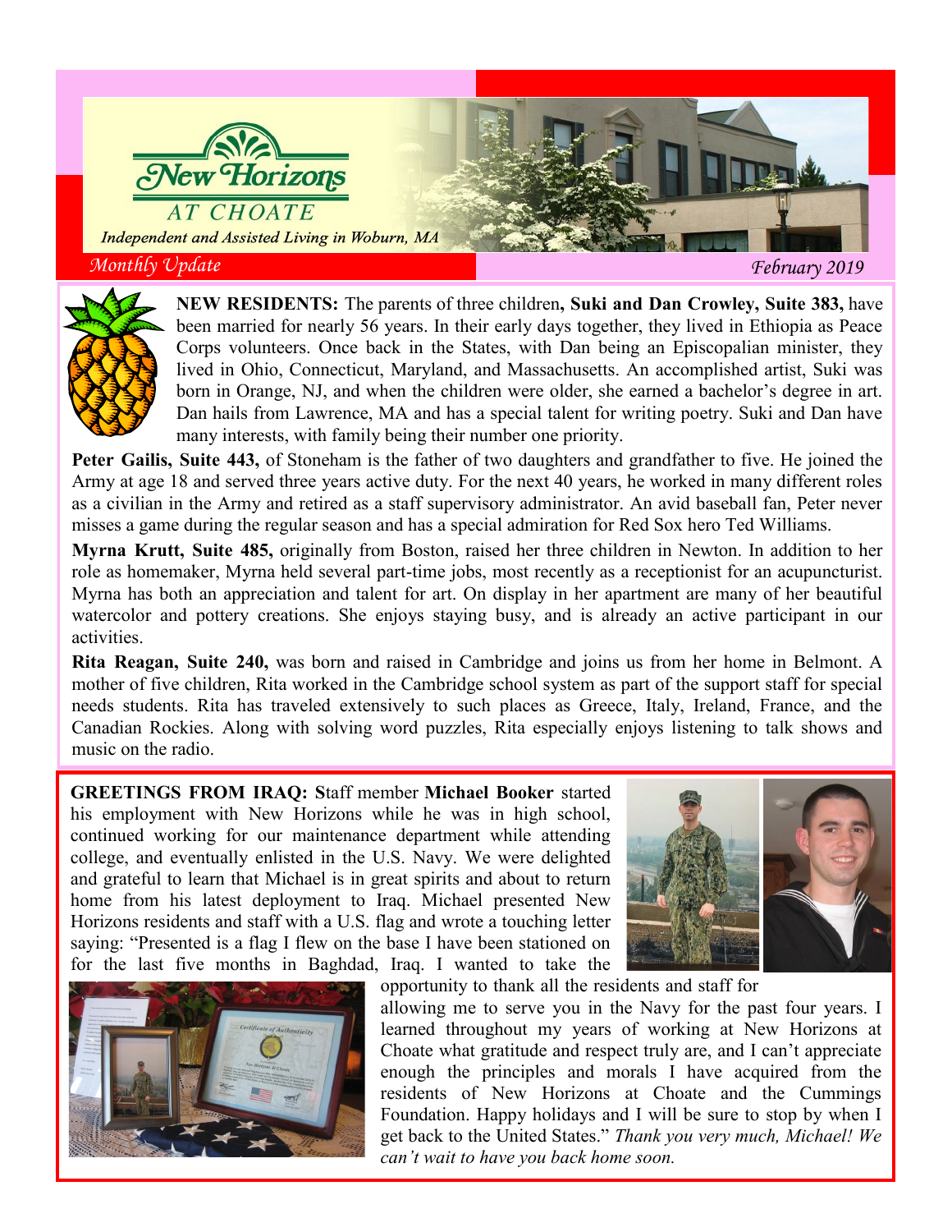# New Horizons AT CHOATE

*Independent and Assisted Living in Woburn, MA*

*Monthly Update* — *February 2019*

**NEW RESIDENTS:** The parents of three children**, Suki and Dan Crowley, Suite 383,** have been married for nearly 56 years. In their early days together, they lived in Ethiopia as Peace Corps volunteers. Once back in the States, with Dan being an Episcopalian minister, they lived in Ohio, Connecticut, Maryland, and Massachusetts. An accomplished artist, Suki was born in Orange, NJ, and when the children were older, she earned a bachelor's degree in art. Dan hails from Lawrence, MA and has a special talent for writing poetry. Suki and Dan have many interests, with family being their number one priority.

**Peter Gailis, Suite 443,** of Stoneham is the father of two daughters and grandfather to five. He joined the Army at age 18 and served three years active duty. For the next 40 years, he worked in many different roles as a civilian in the Army and retired as a staff supervisory administrator. An avid baseball fan, Peter never misses a game during the regular season and has a special admiration for Red Sox hero Ted Williams.

**Myrna Krutt, Suite 485,** originally from Boston, raised her three children in Newton. In addition to her role as homemaker, Myrna held several part-time jobs, most recently as a receptionist for an acupuncturist. Myrna has both an appreciation and talent for art. On display in her apartment are many of her beautiful watercolor and pottery creations. She enjoys staying busy, and is already an active participant in our activities.

**Rita Reagan, Suite 240,** was born and raised in Cambridge and joins us from her home in Belmont. A mother of five children, Rita worked in the Cambridge school system as part of the support staff for special needs students. Rita has traveled extensively to such places as Greece, Italy, Ireland, France, and the Canadian Rockies. Along with solving word puzzles, Rita especially enjoys listening to talk shows and music on the radio.

**GREETINGS FROM IRAQ: S**taff member **Michael Booker** started his employment with New Horizons while he was in high school, continued working for our maintenance department while attending college, and eventually enlisted in the U.S. Navy. We were delighted and grateful to learn that Michael is in great spirits and about to return home from his latest deployment to Iraq. Michael presented New Horizons residents and staff with a U.S. flag and wrote a touching letter saying: "Presented is a flag I flew on the base I have been stationed on for the last five months in Baghdad, Iraq. I wanted to take the opportunity to thank all the residents and staff for allowing me to serve you in the Navy for the past four years. I learned throughout my years of working at New Horizons at Choate what gratitude and respect truly are, and I can't appreciate enough the principles and morals I have acquired from the residents of New Horizons at Choate and the Cummings Foundation. Happy holidays and I will be sure to stop by when I get back to the United States." *Thank you very much, Michael! We can't wait to have you back home soon.*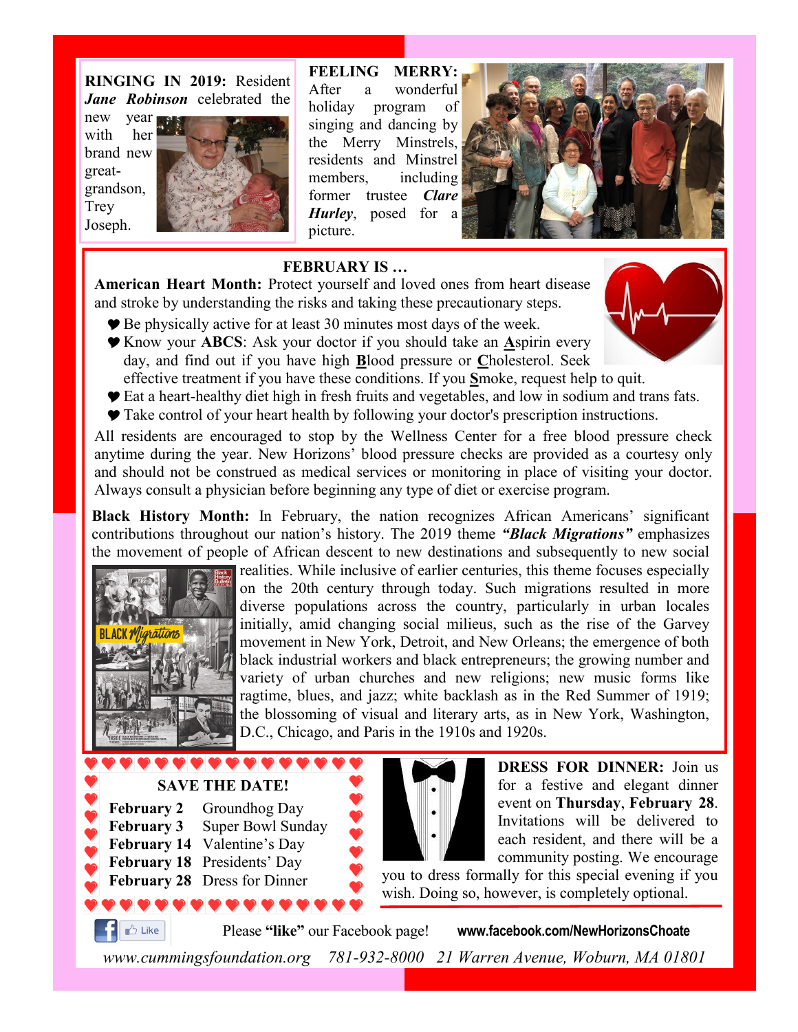**RINGING IN 2019:** Resident ***Jane Robinson*** celebrated the new year with her brand new great-grandson, Trey Joseph.

**FEELING MERRY:** After a wonderful holiday program of singing and dancing by the Merry Minstrels, residents and Minstrel members, including former trustee ***Clare Hurley***, posed for a picture.

## FEBRUARY IS …

**American Heart Month:** Protect yourself and loved ones from heart disease and stroke by understanding the risks and taking these precautionary steps.

- Be physically active for at least 30 minutes most days of the week.
- Know your **ABCS**: Ask your doctor if you should take an **A**spirin every day, and find out if you have high **B**lood pressure or **C**holesterol. Seek effective treatment if you have these conditions. If you **S**moke, request help to quit.
- Eat a heart-healthy diet high in fresh fruits and vegetables, and low in sodium and trans fats.
- Take control of your heart health by following your doctor's prescription instructions.

All residents are encouraged to stop by the Wellness Center for a free blood pressure check anytime during the year. New Horizons' blood pressure checks are provided as a courtesy only and should not be construed as medical services or monitoring in place of visiting your doctor. Always consult a physician before beginning any type of diet or exercise program.

**Black History Month:** In February, the nation recognizes African Americans' significant contributions throughout our nation's history. The 2019 theme ***"Black Migrations"*** emphasizes the movement of people of African descent to new destinations and subsequently to new social realities. While inclusive of earlier centuries, this theme focuses especially on the 20th century through today. Such migrations resulted in more diverse populations across the country, particularly in urban locales initially, amid changing social milieus, such as the rise of the Garvey movement in New York, Detroit, and New Orleans; the emergence of both black industrial workers and black entrepreneurs; the growing number and variety of urban churches and new religions; new music forms like ragtime, blues, and jazz; white backlash as in the Red Summer of 1919; the blossoming of visual and literary arts, as in New York, Washington, D.C., Chicago, and Paris in the 1910s and 1920s.

### SAVE THE DATE!

| | |
|---|---|
| **February 2** | Groundhog Day |
| **February 3** | Super Bowl Sunday |
| **February 14** | Valentine's Day |
| **February 18** | Presidents' Day |
| **February 28** | Dress for Dinner |

**DRESS FOR DINNER:** Join us for a festive and elegant dinner event on **Thursday**, **February 28**. Invitations will be delivered to each resident, and there will be a community posting. We encourage you to dress formally for this special evening if you wish. Doing so, however, is completely optional.

Please **"like"** our Facebook page! **www.facebook.com/NewHorizonsChoate**

*www.cummingsfoundation.org 781-932-8000 21 Warren Avenue, Woburn, MA 01801*